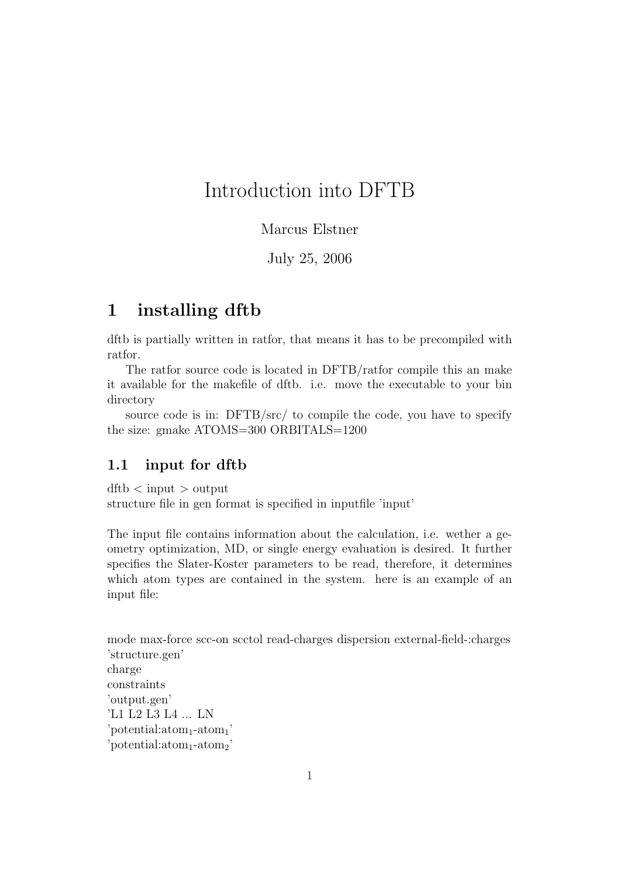# Introduction into DFTB

Marcus Elstner

July 25, 2006

## 1 installing dftb

dftb is partially written in ratfor, that means it has to be precompiled with ratfor.

The ratfor source code is located in DFTB/ratfor compile this an make it available for the makefile of dftb. i.e. move the executable to your bin directory

source code is in: DFTB/src/ to compile the code, you have to specify the size: gmake ATOMS=300 ORBITALS=1200

### 1.1 input for dftb

dftb < input > output
structure file in gen format is specified in inputfile 'input'

The input file contains information about the calculation, i.e. wether a geometry optimization, MD, or single energy evaluation is desired. It further specifies the Slater-Koster parameters to be read, therefore, it determines which atom types are contained in the system. here is an example of an input file:

mode max-force scc-on scctol read-charges dispersion external-field-:charges
'structure.gen'
charge
constraints
'output.gen'
'L1 L2 L3 L4 ... LN
'potential:atom$_1$-atom$_1$'
'potential:atom$_1$-atom$_2$'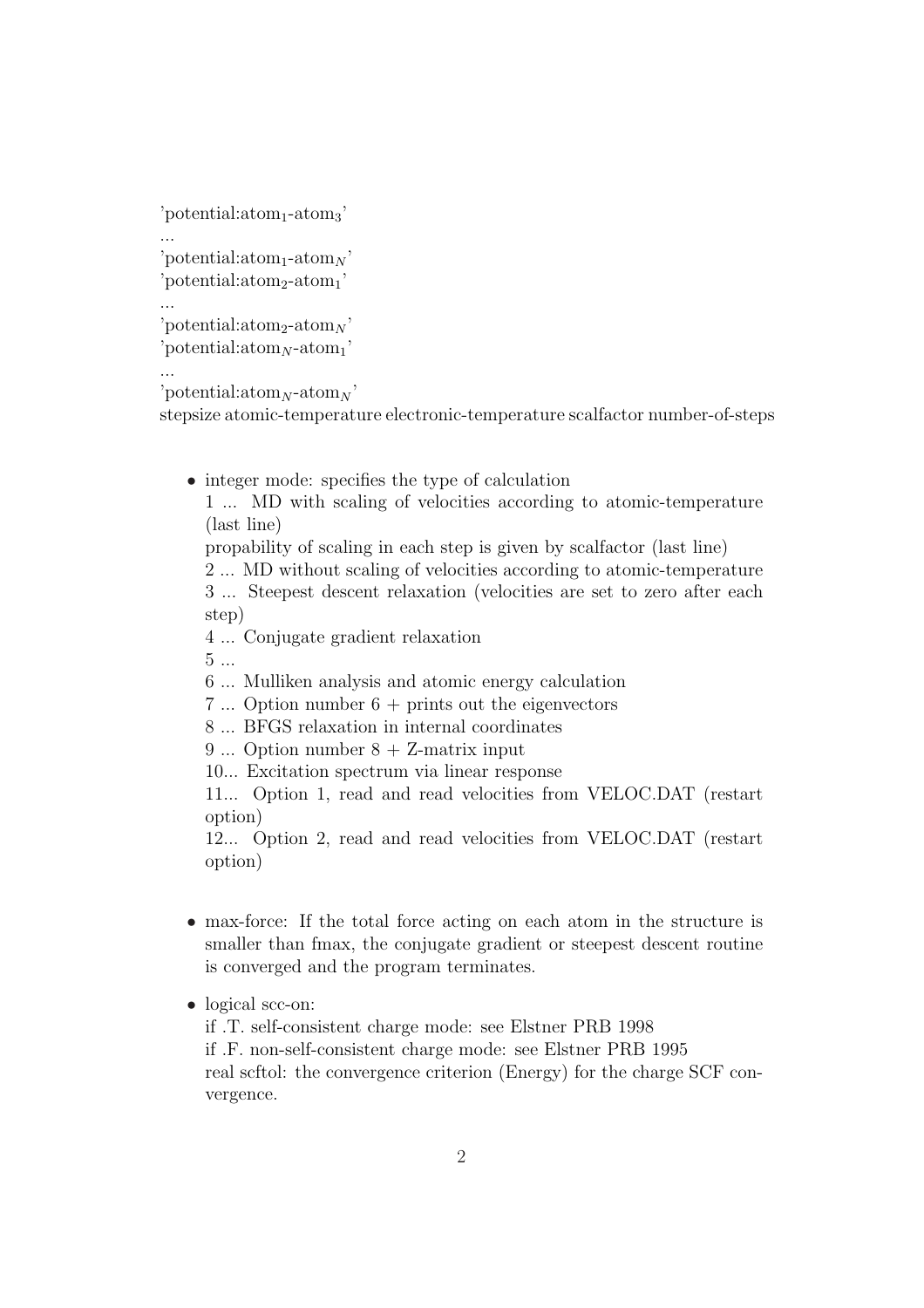'potential:atom$_1$-atom$_3$'

...

'potential:atom$_1$-atom$_N$'

'potential:atom$_2$-atom$_1$'

...

'potential:atom$_2$-atom$_N$'

'potential:atom$_N$-atom$_1$'

...

'potential:atom$_N$-atom$_N$'

stepsize atomic-temperature electronic-temperature scalfactor number-of-steps

- integer mode: specifies the type of calculation

  1 ... MD with scaling of velocities according to atomic-temperature (last line)

  propability of scaling in each step is given by scalfactor (last line)

  2 ... MD without scaling of velocities according to atomic-temperature

  3 ... Steepest descent relaxation (velocities are set to zero after each step)

  4 ... Conjugate gradient relaxation

  5 ...

  6 ... Mulliken analysis and atomic energy calculation

  7 ... Option number 6 + prints out the eigenvectors

  8 ... BFGS relaxation in internal coordinates

  9 ... Option number 8 + Z-matrix input

  10... Excitation spectrum via linear response

  11... Option 1, read and read velocities from VELOC.DAT (restart option)

  12... Option 2, read and read velocities from VELOC.DAT (restart option)

- max-force: If the total force acting on each atom in the structure is smaller than fmax, the conjugate gradient or steepest descent routine is converged and the program terminates.

- logical scc-on:

  if .T. self-consistent charge mode: see Elstner PRB 1998

  if .F. non-self-consistent charge mode: see Elstner PRB 1995

  real scftol: the convergence criterion (Energy) for the charge SCF convergence.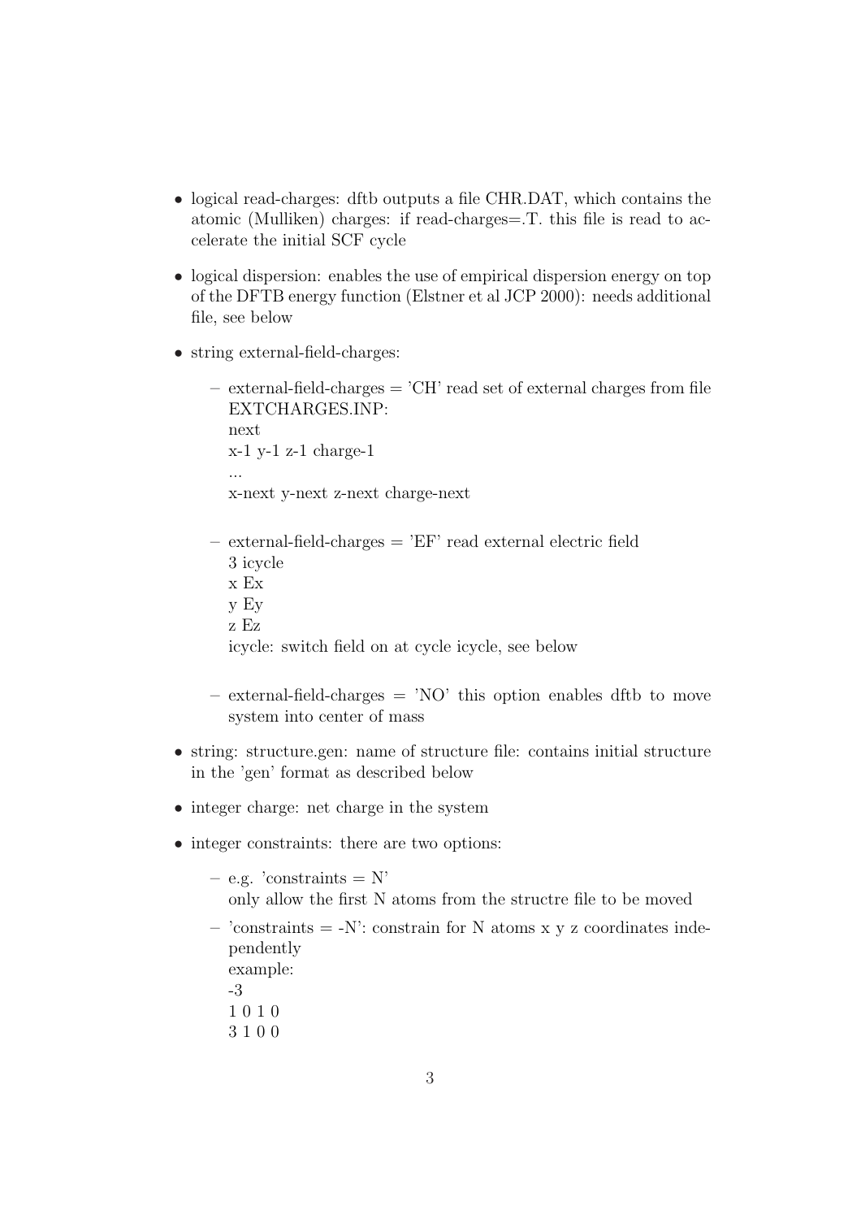- logical read-charges: dftb outputs a file CHR.DAT, which contains the atomic (Mulliken) charges: if read-charges=.T. this file is read to accelerate the initial SCF cycle
- logical dispersion: enables the use of empirical dispersion energy on top of the DFTB energy function (Elstner et al JCP 2000): needs additional file, see below
- string external-field-charges:
  - external-field-charges = 'CH' read set of external charges from file EXTCHARGES.INP:  
    next  
    x-1 y-1 z-1 charge-1  
    ...  
    x-next y-next z-next charge-next
  - external-field-charges = 'EF' read external electric field  
    3 icycle  
    x Ex  
    y Ey  
    z Ez  
    icycle: switch field on at cycle icycle, see below
  - external-field-charges = 'NO' this option enables dftb to move system into center of mass
- string: structure.gen: name of structure file: contains initial structure in the 'gen' format as described below
- integer charge: net charge in the system
- integer constraints: there are two options:
  - e.g. 'constraints = N'  
    only allow the first N atoms from the structre file to be moved
  - 'constraints = -N': constrain for N atoms x y z coordinates independently  
    example:  
    -3  
    1 0 1 0  
    3 1 0 0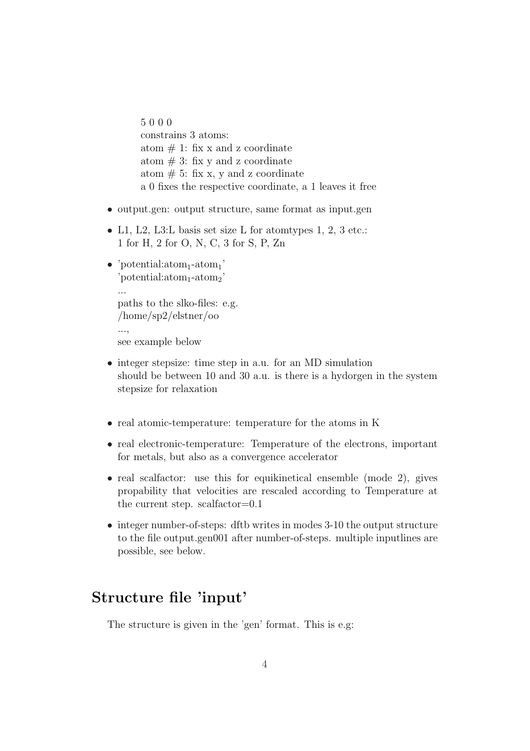5 0 0 0
constrains 3 atoms:
atom # 1: fix x and z coordinate
atom # 3: fix y and z coordinate
atom # 5: fix x, y and z coordinate
a 0 fixes the respective coordinate, a 1 leaves it free

- output.gen: output structure, same format as input.gen
- L1, L2, L3:L basis set size L for atomtypes 1, 2, 3 etc.:
  1 for H, 2 for O, N, C, 3 for S, P, Zn
- 'potential:atom$_1$-atom$_1$'
  'potential:atom$_1$-atom$_2$'
  ...
  paths to the slko-files: e.g.
  /home/sp2/elstner/oo
  ...,
  see example below
- integer stepsize: time step in a.u. for an MD simulation
  should be between 10 and 30 a.u. is there is a hydorgen in the system
  stepsize for relaxation
- real atomic-temperature: temperature for the atoms in K
- real electronic-temperature: Temperature of the electrons, important for metals, but also as a convergence accelerator
- real scalfactor: use this for equikinetical ensemble (mode 2), gives propability that velocities are rescaled according to Temperature at the current step. scalfactor=0.1
- integer number-of-steps: dftb writes in modes 3-10 the output structure to the file output.gen001 after number-of-steps. multiple inputlines are possible, see below.

## Structure file 'input'

The structure is given in the 'gen' format. This is e.g: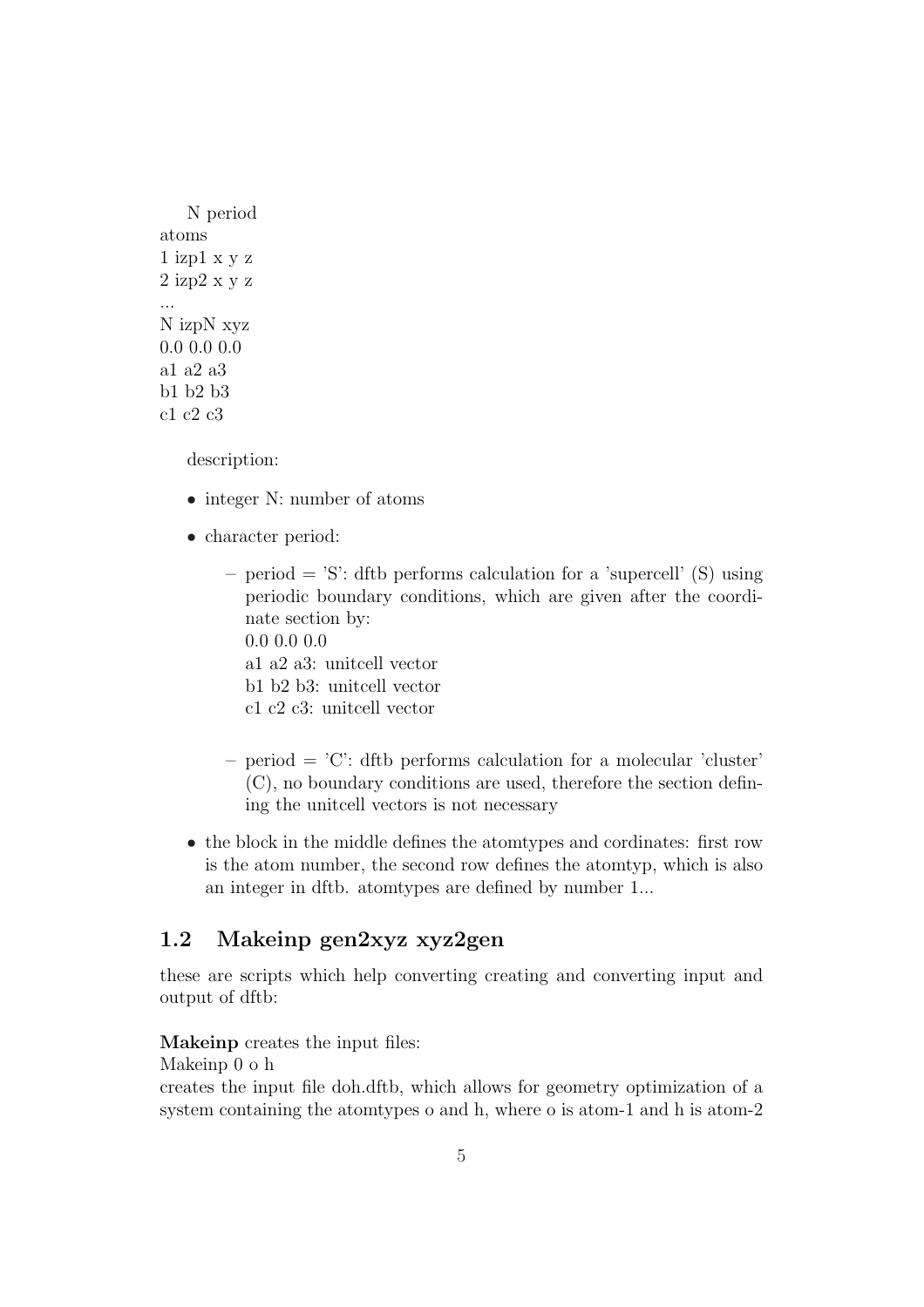N period
atoms
1 izp1 x y z
2 izp2 x y z
...
N izpN xyz
0.0 0.0 0.0
a1 a2 a3
b1 b2 b3
c1 c2 c3

description:

- integer N: number of atoms
- character period:
  - period = 'S': dftb performs calculation for a 'supercell' (S) using periodic boundary conditions, which are given after the coordinate section by:
    0.0 0.0 0.0
    a1 a2 a3: unitcell vector
    b1 b2 b3: unitcell vector
    c1 c2 c3: unitcell vector
  - period = 'C': dftb performs calculation for a molecular 'cluster' (C), no boundary conditions are used, therefore the section defining the unitcell vectors is not necessary
- the block in the middle defines the atomtypes and cordinates: first row is the atom number, the second row defines the atomtyp, which is also an integer in dftb. atomtypes are defined by number 1...

## 1.2 Makeinp gen2xyz xyz2gen

these are scripts which help converting creating and converting input and output of dftb:

**Makeinp** creates the input files:
Makeinp 0 o h
creates the input file doh.dftb, which allows for geometry optimization of a system containing the atomtypes o and h, where o is atom-1 and h is atom-2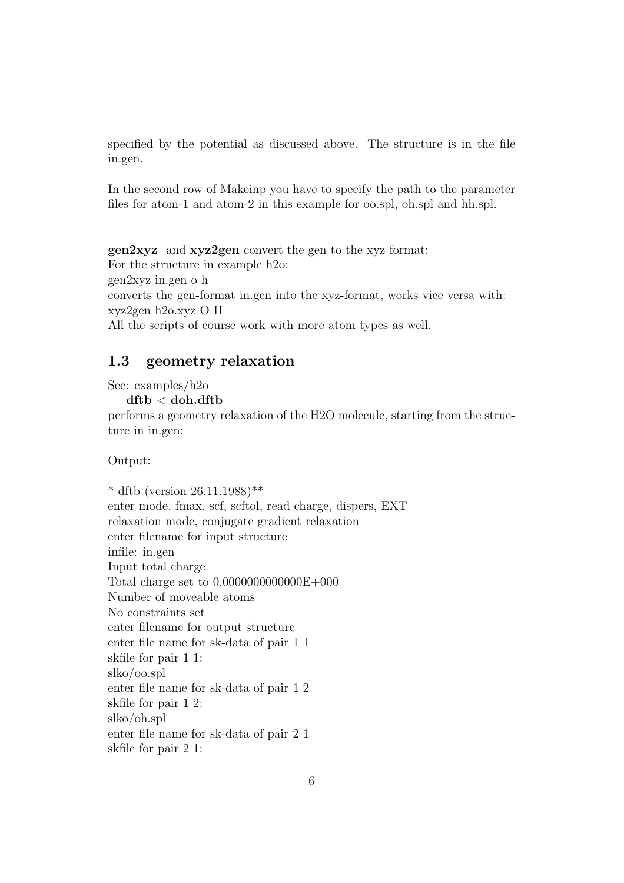specified by the potential as discussed above. The structure is in the file in.gen.

In the second row of Makeinp you have to specify the path to the parameter files for atom-1 and atom-2 in this example for oo.spl, oh.spl and hh.spl.

**gen2xyz** and **xyz2gen** convert the gen to the xyz format:
For the structure in example h2o:
gen2xyz in.gen o h
converts the gen-format in.gen into the xyz-format, works vice versa with:
xyz2gen h2o.xyz O H
All the scripts of course work with more atom types as well.

## 1.3 geometry relaxation

See: examples/h2o

**dftb < doh.dftb**

performs a geometry relaxation of the H2O molecule, starting from the structure in in.gen:

Output:

```
* dftb (version 26.11.1988)**
enter mode, fmax, scf, scftol, read charge, dispers, EXT
relaxation mode, conjugate gradient relaxation
enter filename for input structure
infile: in.gen
Input total charge
Total charge set to 0.0000000000000E+000
Number of moveable atoms
No constraints set
enter filename for output structure
enter file name for sk-data of pair 1 1
skfile for pair 1 1:
slko/oo.spl
enter file name for sk-data of pair 1 2
skfile for pair 1 2:
slko/oh.spl
enter file name for sk-data of pair 2 1
skfile for pair 2 1:
```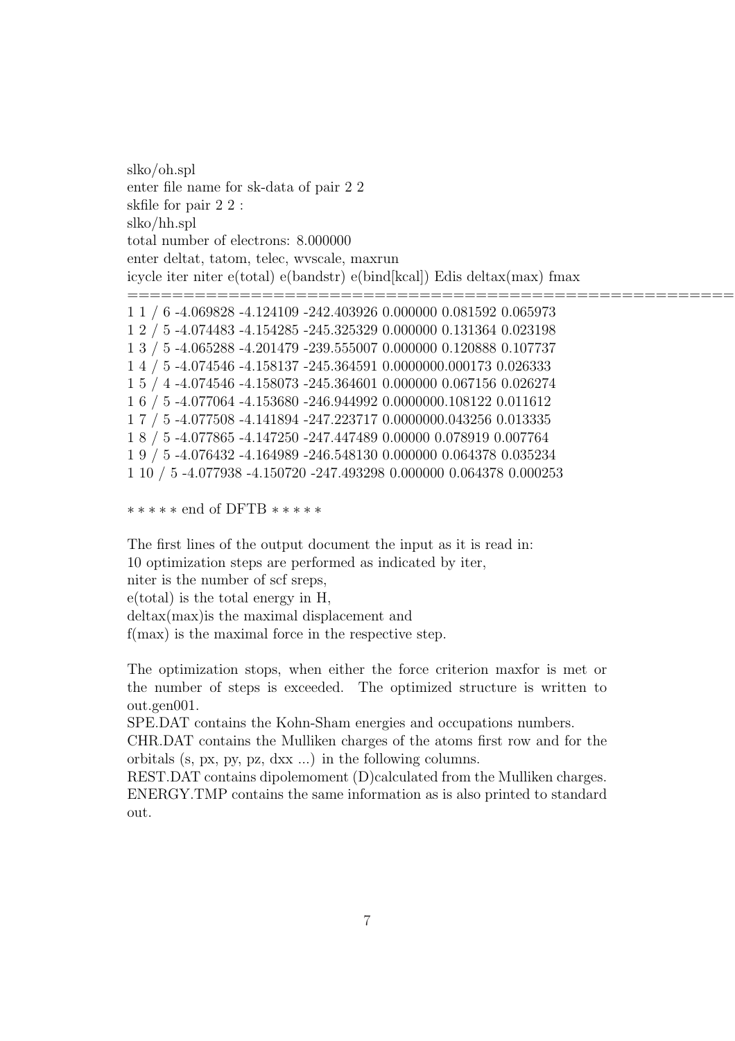```
slko/oh.spl
enter file name for sk-data of pair 2 2
skfile for pair 2 2 :
slko/hh.spl
total number of electrons: 8.000000
enter deltat, tatom, telec, wvscale, maxrun
icycle iter niter e(total) e(bandstr) e(bind[kcal]) Edis deltax(max) fmax
==========================================================================
1 1 / 6 -4.069828 -4.124109 -242.403926 0.000000 0.081592 0.065973
1 2 / 5 -4.074483 -4.154285 -245.325329 0.000000 0.131364 0.023198
1 3 / 5 -4.065288 -4.201479 -239.555007 0.000000 0.120888 0.107737
1 4 / 5 -4.074546 -4.158137 -245.364591 0.0000000.000173 0.026333
1 5 / 4 -4.074546 -4.158073 -245.364601 0.000000 0.067156 0.026274
1 6 / 5 -4.077064 -4.153680 -246.944992 0.0000000.108122 0.011612
1 7 / 5 -4.077508 -4.141894 -247.223717 0.0000000.043256 0.013335
1 8 / 5 -4.077865 -4.147250 -247.447489 0.00000 0.078919 0.007764
1 9 / 5 -4.076432 -4.164989 -246.548130 0.000000 0.064378 0.035234
1 10 / 5 -4.077938 -4.150720 -247.493298 0.000000 0.064378 0.000253

* * * * * end of DFTB * * * * *
```

The first lines of the output document the input as it is read in:
10 optimization steps are performed as indicated by iter,
niter is the number of scf sreps,
e(total) is the total energy in H,
deltax(max)is the maximal displacement and
f(max) is the maximal force in the respective step.

The optimization stops, when either the force criterion maxfor is met or the number of steps is exceeded. The optimized structure is written to out.gen001.
SPE.DAT contains the Kohn-Sham energies and occupations numbers.
CHR.DAT contains the Mulliken charges of the atoms first row and for the orbitals (s, px, py, pz, dxx ...) in the following columns.
REST.DAT contains dipolemoment (D)calculated from the Mulliken charges.
ENERGY.TMP contains the same information as is also printed to standard out.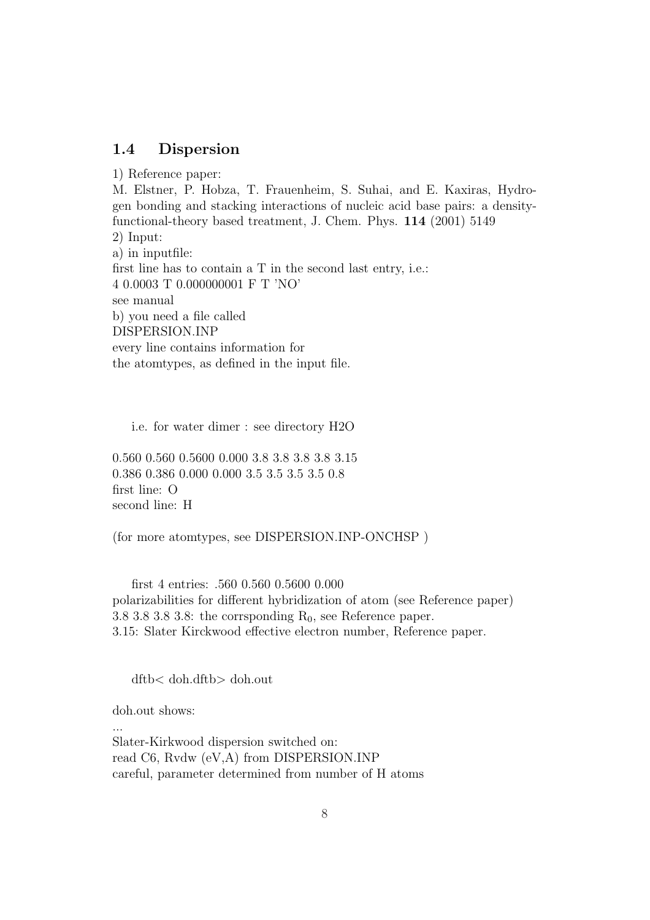## 1.4 Dispersion

1) Reference paper:
M. Elstner, P. Hobza, T. Frauenheim, S. Suhai, and E. Kaxiras, Hydrogen bonding and stacking interactions of nucleic acid base pairs: a density-functional-theory based treatment, J. Chem. Phys. **114** (2001) 5149
2) Input:
a) in inputfile:
first line has to contain a T in the second last entry, i.e.:
4 0.0003 T 0.000000001 F T 'NO'
see manual
b) you need a file called
DISPERSION.INP
every line contains information for
the atomtypes, as defined in the input file.

i.e. for water dimer : see directory H2O

0.560 0.560 0.5600 0.000 3.8 3.8 3.8 3.8 3.15
0.386 0.386 0.000 0.000 3.5 3.5 3.5 3.5 0.8
first line: O
second line: H

(for more atomtypes, see DISPERSION.INP-ONCHSP )

first 4 entries: .560 0.560 0.5600 0.000
polarizabilities for different hybridization of atom (see Reference paper)
3.8 3.8 3.8 3.8: the corrsponding $R_0$, see Reference paper.
3.15: Slater Kirckwood effective electron number, Reference paper.

dftb< doh.dftb> doh.out

doh.out shows:

...
Slater-Kirkwood dispersion switched on:
read C6, Rvdw (eV,A) from DISPERSION.INP
careful, parameter determined from number of H atoms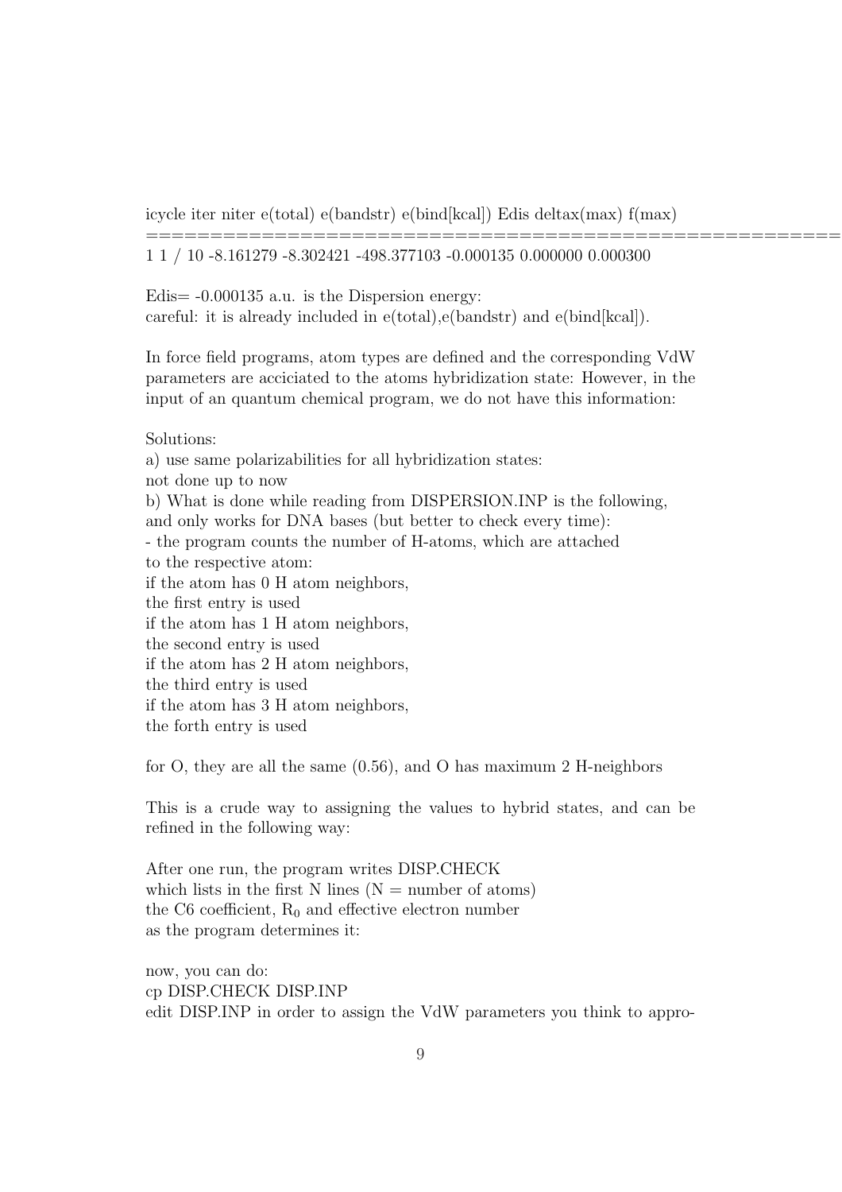```
icycle iter niter e(total) e(bandstr) e(bind[kcal]) Edis deltax(max) f(max)
=========================================================
1 1 / 10 -8.161279 -8.302421 -498.377103 -0.000135 0.000000 0.000300
```

Edis= -0.000135 a.u. is the Dispersion energy:
careful: it is already included in e(total),e(bandstr) and e(bind[kcal]).

In force field programs, atom types are defined and the corresponding VdW parameters are acciciated to the atoms hybridization state: However, in the input of an quantum chemical program, we do not have this information:

Solutions:
a) use same polarizabilities for all hybridization states:
not done up to now
b) What is done while reading from DISPERSION.INP is the following, and only works for DNA bases (but better to check every time):
- the program counts the number of H-atoms, which are attached to the respective atom:
if the atom has 0 H atom neighbors,
the first entry is used
if the atom has 1 H atom neighbors,
the second entry is used
if the atom has 2 H atom neighbors,
the third entry is used
if the atom has 3 H atom neighbors,
the forth entry is used

for O, they are all the same (0.56), and O has maximum 2 H-neighbors

This is a crude way to assigning the values to hybrid states, and can be refined in the following way:

After one run, the program writes DISP.CHECK
which lists in the first N lines (N = number of atoms)
the C6 coefficient, $R_0$ and effective electron number
as the program determines it:

now, you can do:
cp DISP.CHECK DISP.INP
edit DISP.INP in order to assign the VdW parameters you think to appro-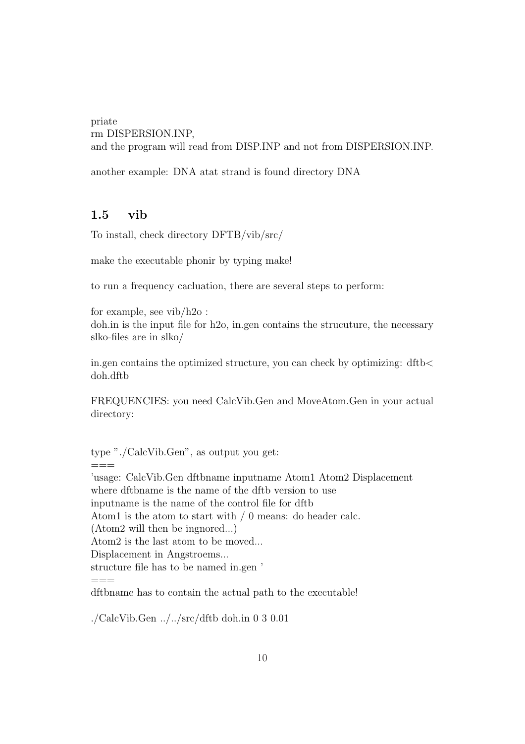priate
rm DISPERSION.INP,
and the program will read from DISP.INP and not from DISPERSION.INP.

another example: DNA atat strand is found directory DNA

## 1.5 vib

To install, check directory DFTB/vib/src/

make the executable phonir by typing make!

to run a frequency cacluation, there are several steps to perform:

for example, see vib/h2o :
doh.in is the input file for h2o, in.gen contains the strucuture, the necessary slko-files are in slko/

in.gen contains the optimized structure, you can check by optimizing: dftb< doh.dftb

FREQUENCIES: you need CalcVib.Gen and MoveAtom.Gen in your actual directory:

type "./CalcVib.Gen", as output you get:
===
'usage: CalcVib.Gen dftbname inputname Atom1 Atom2 Displacement
where dftbname is the name of the dftb version to use
inputname is the name of the control file for dftb
Atom1 is the atom to start with / 0 means: do header calc.
(Atom2 will then be ingnored...)
Atom2 is the last atom to be moved...
Displacement in Angstroems...
structure file has to be named in.gen '
===
dftbname has to contain the actual path to the executable!

./CalcVib.Gen ../../src/dftb doh.in 0 3 0.01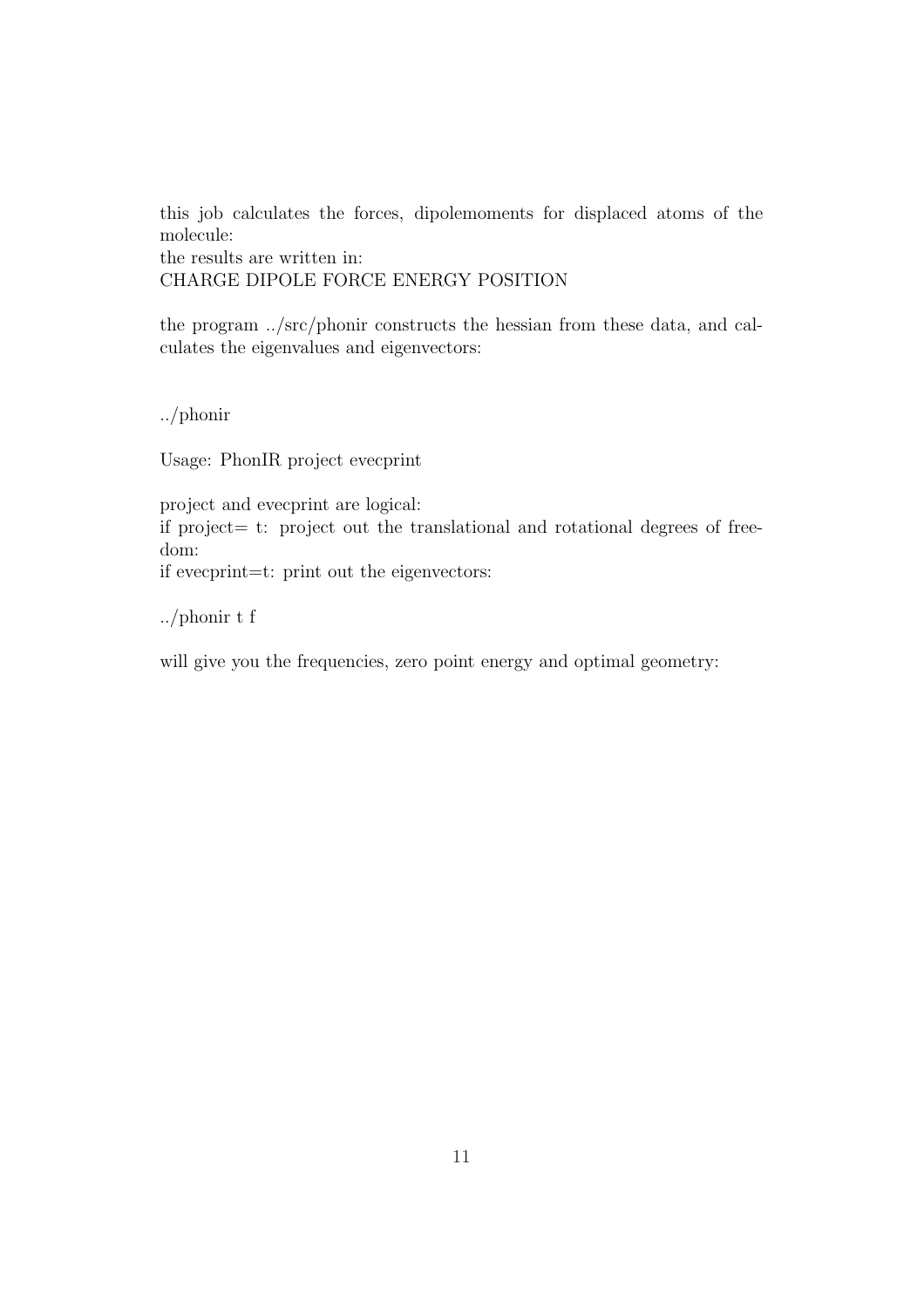this job calculates the forces, dipolemoments for displaced atoms of the molecule:
the results are written in:
CHARGE DIPOLE FORCE ENERGY POSITION

the program ../src/phonir constructs the hessian from these data, and calculates the eigenvalues and eigenvectors:

../phonir

Usage: PhonIR project evecprint

project and evecprint are logical:
if project= t: project out the translational and rotational degrees of freedom:
if evecprint=t: print out the eigenvectors:

../phonir t f

will give you the frequencies, zero point energy and optimal geometry: